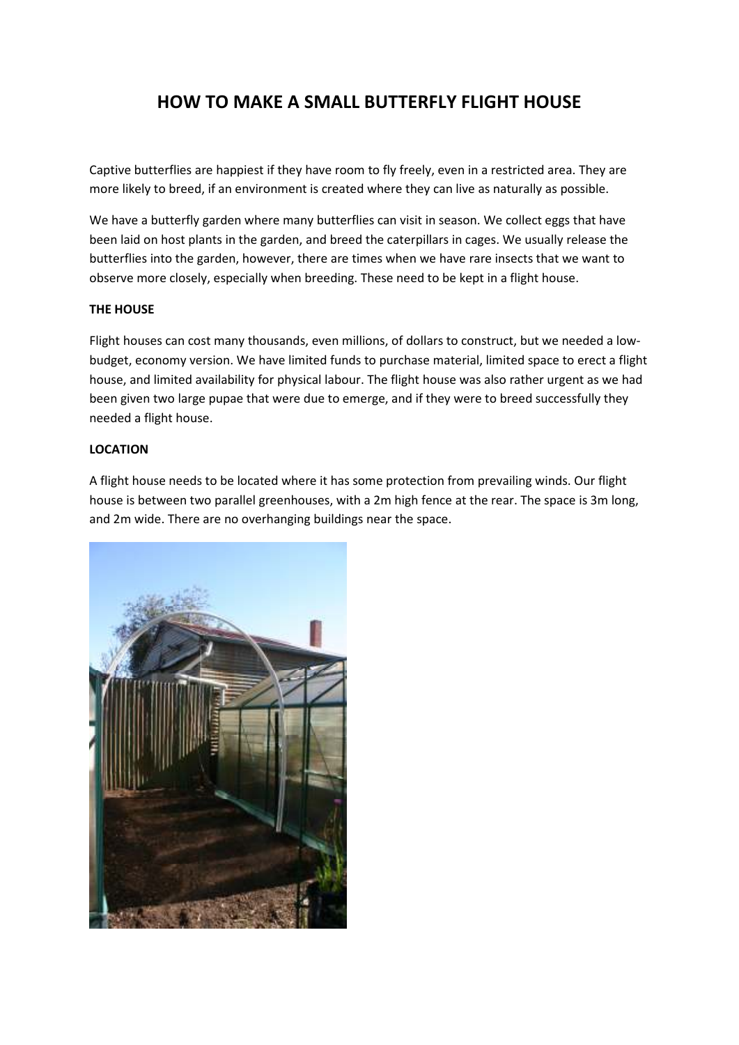# HOW TO MAKE A SMALL BUTTERFLY FLIGHT HOUSE

Captive butterflies are happiest if they have room to fly freely, even in a restricted area. They are more likely to breed, if an environment is created where they can live as naturally as possible.

We have a butterfly garden where many butterflies can visit in season. We collect eggs that have been laid on host plants in the garden, and breed the caterpillars in cages. We usually release the butterflies into the garden, however, there are times when we have rare insects that we want to observe more closely, especially when breeding. These need to be kept in a flight house.

**THE HOUSE**

Flight houses can cost many thousands, even millions, of dollars to construct, but we needed a low-budget, economy version. We have limited funds to purchase material, limited space to erect a flight house, and limited availability for physical labour. The flight house was also rather urgent as we had been given two large pupae that were due to emerge, and if they were to breed successfully they needed a flight house.

**LOCATION**

A flight house needs to be located where it has some protection from prevailing winds. Our flight house is between two parallel greenhouses, with a 2m high fence at the rear. The space is 3m long, and 2m wide. There are no overhanging buildings near the space.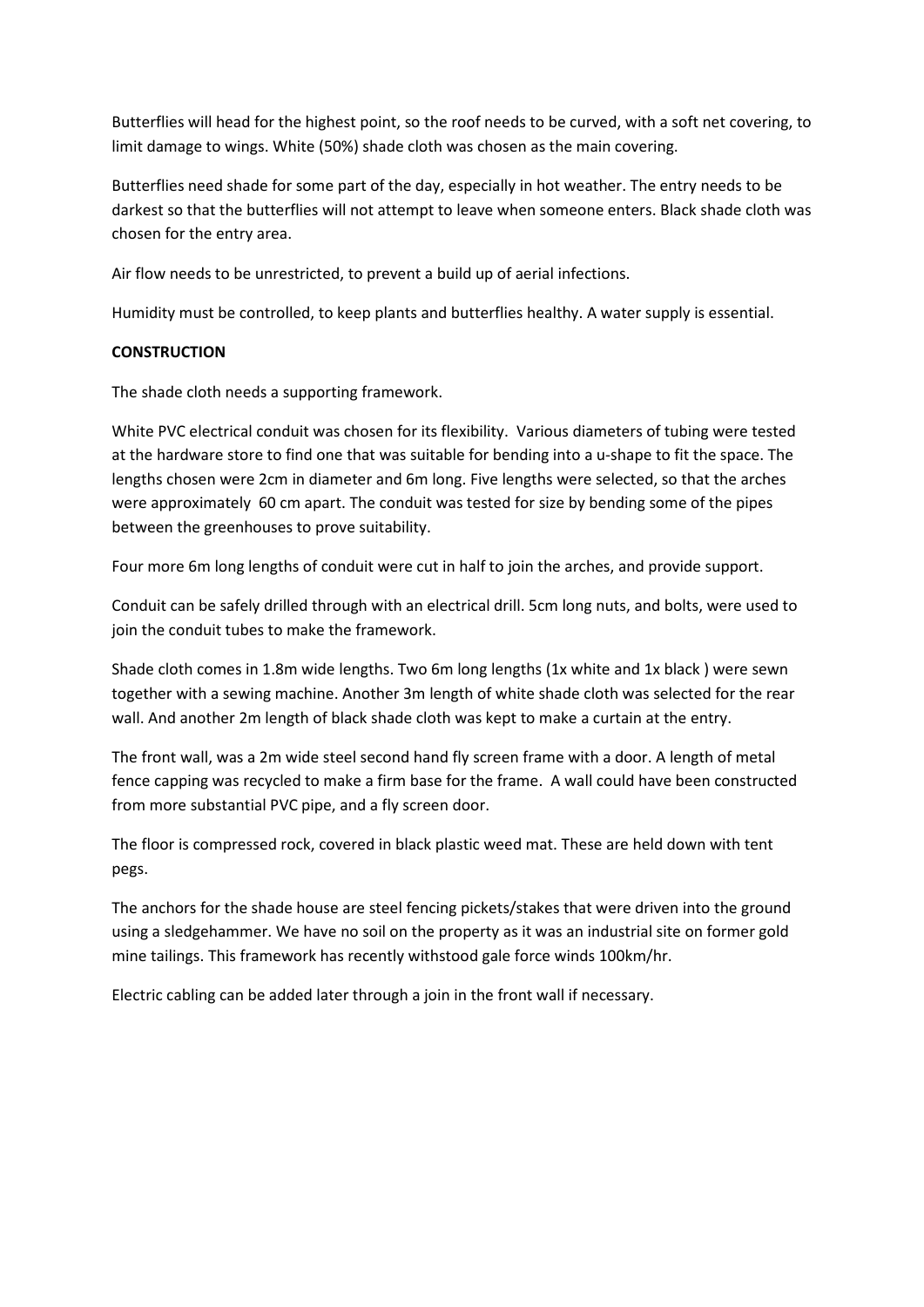Butterflies will head for the highest point, so the roof needs to be curved, with a soft net covering, to limit damage to wings. White (50%) shade cloth was chosen as the main covering.

Butterflies need shade for some part of the day, especially in hot weather. The entry needs to be darkest so that the butterflies will not attempt to leave when someone enters. Black shade cloth was chosen for the entry area.

Air flow needs to be unrestricted, to prevent a build up of aerial infections.

Humidity must be controlled, to keep plants and butterflies healthy. A water supply is essential.

**CONSTRUCTION**

The shade cloth needs a supporting framework.

White PVC electrical conduit was chosen for its flexibility. Various diameters of tubing were tested at the hardware store to find one that was suitable for bending into a u-shape to fit the space. The lengths chosen were 2cm in diameter and 6m long. Five lengths were selected, so that the arches were approximately 60 cm apart. The conduit was tested for size by bending some of the pipes between the greenhouses to prove suitability.

Four more 6m long lengths of conduit were cut in half to join the arches, and provide support.

Conduit can be safely drilled through with an electrical drill. 5cm long nuts, and bolts, were used to join the conduit tubes to make the framework.

Shade cloth comes in 1.8m wide lengths. Two 6m long lengths (1x white and 1x black ) were sewn together with a sewing machine. Another 3m length of white shade cloth was selected for the rear wall. And another 2m length of black shade cloth was kept to make a curtain at the entry.

The front wall, was a 2m wide steel second hand fly screen frame with a door. A length of metal fence capping was recycled to make a firm base for the frame. A wall could have been constructed from more substantial PVC pipe, and a fly screen door.

The floor is compressed rock, covered in black plastic weed mat. These are held down with tent pegs.

The anchors for the shade house are steel fencing pickets/stakes that were driven into the ground using a sledgehammer. We have no soil on the property as it was an industrial site on former gold mine tailings. This framework has recently withstood gale force winds 100km/hr.

Electric cabling can be added later through a join in the front wall if necessary.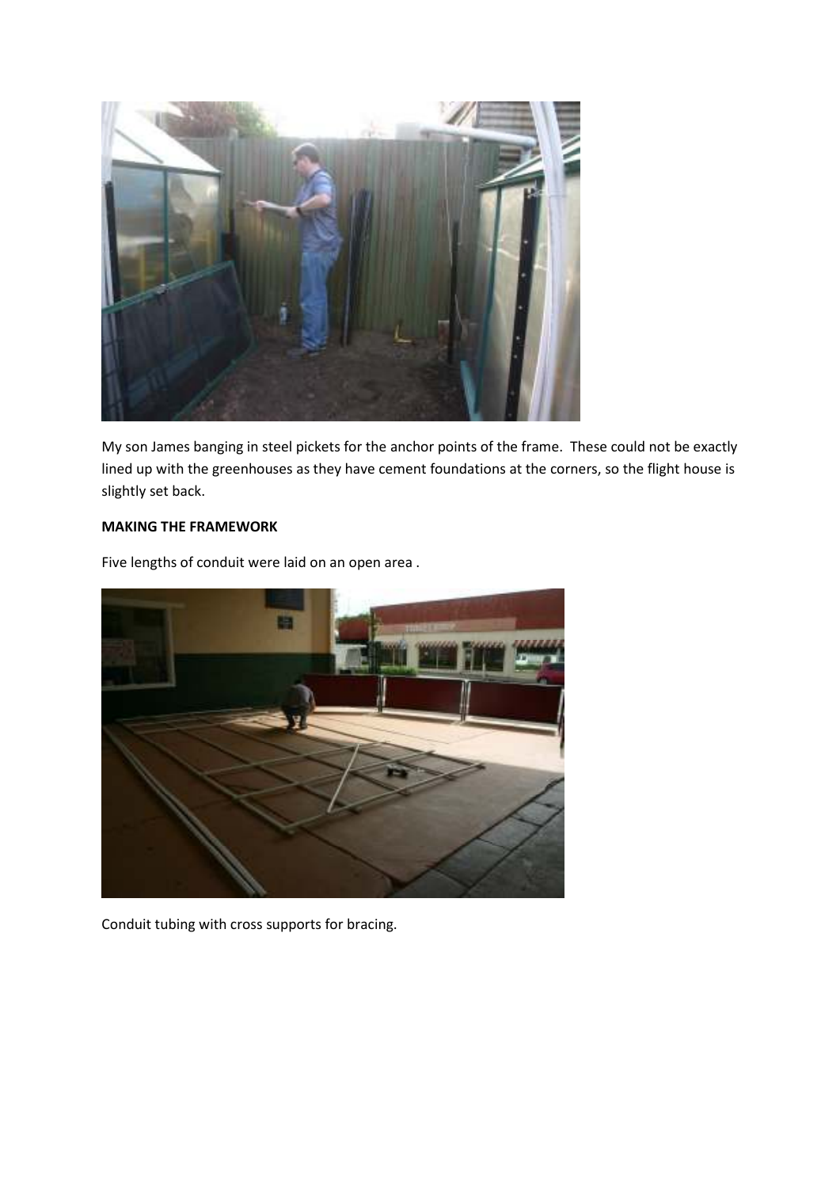My son James banging in steel pickets for the anchor points of the frame. These could not be exactly lined up with the greenhouses as they have cement foundations at the corners, so the flight house is slightly set back.

**MAKING THE FRAMEWORK**

Five lengths of conduit were laid on an open area .

Conduit tubing with cross supports for bracing.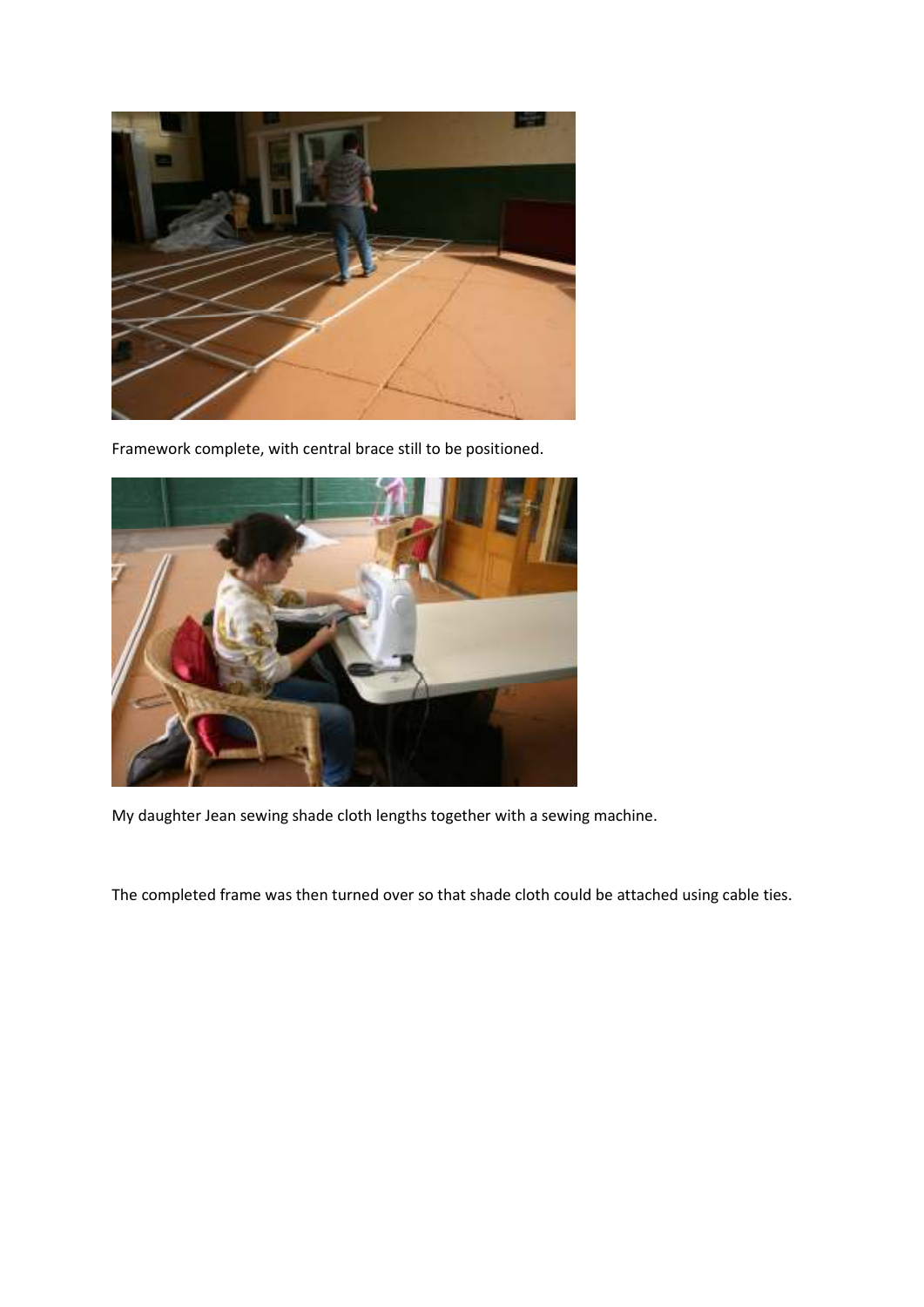Framework complete, with central brace still to be positioned.

My daughter Jean sewing shade cloth lengths together with a sewing machine.

The completed frame was then turned over so that shade cloth could be attached using cable ties.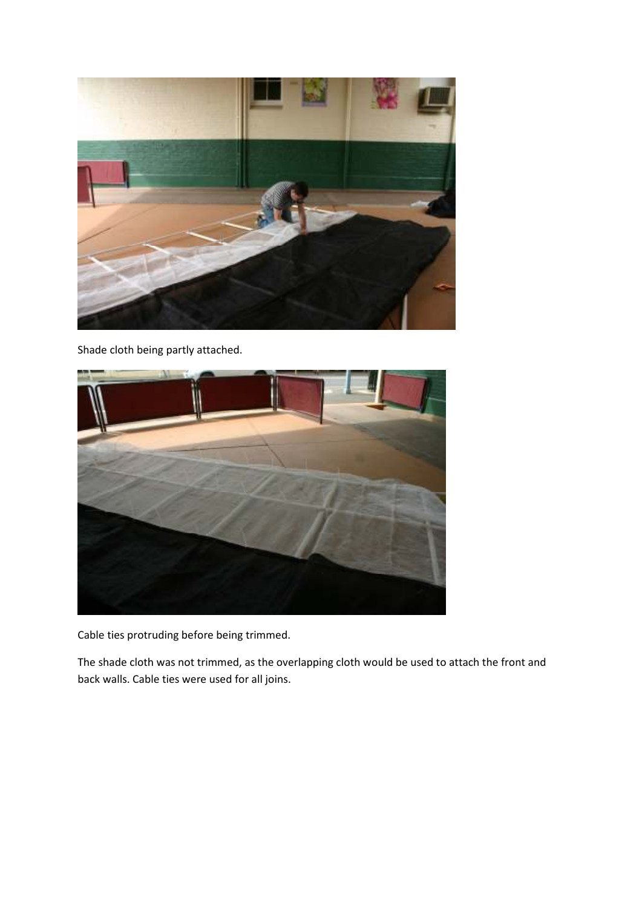Shade cloth being partly attached.

Cable ties protruding before being trimmed.

The shade cloth was not trimmed, as the overlapping cloth would be used to attach the front and back walls. Cable ties were used for all joins.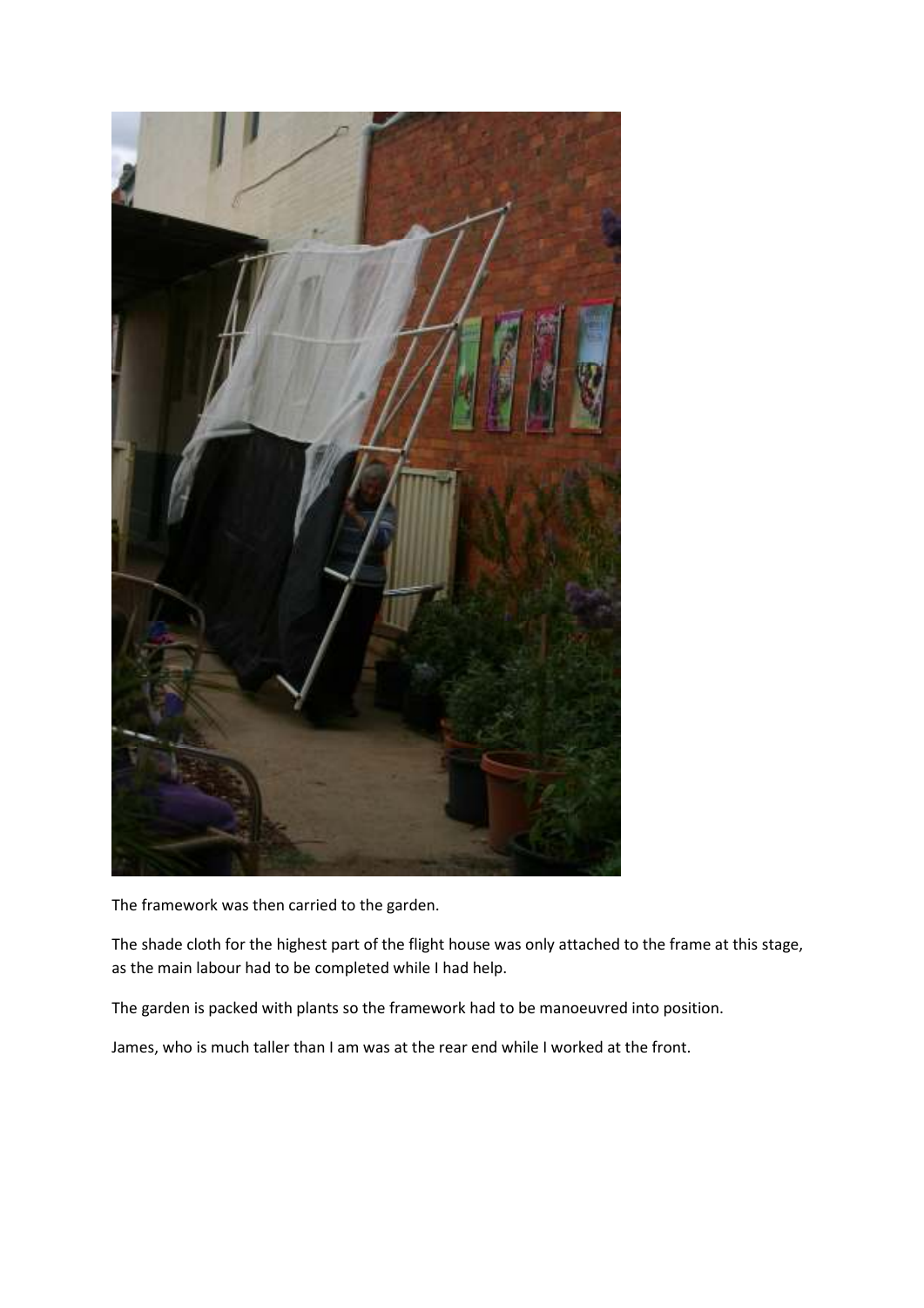The framework was then carried to the garden.

The shade cloth for the highest part of the flight house was only attached to the frame at this stage, as the main labour had to be completed while I had help.

The garden is packed with plants so the framework had to be manoeuvred into position.

James, who is much taller than I am was at the rear end while I worked at the front.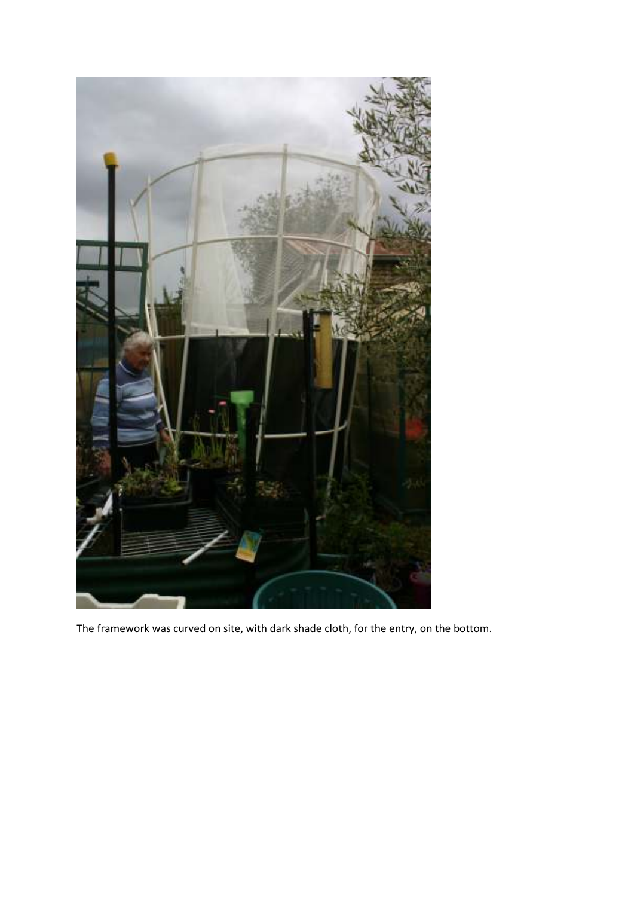The framework was curved on site, with dark shade cloth, for the entry, on the bottom.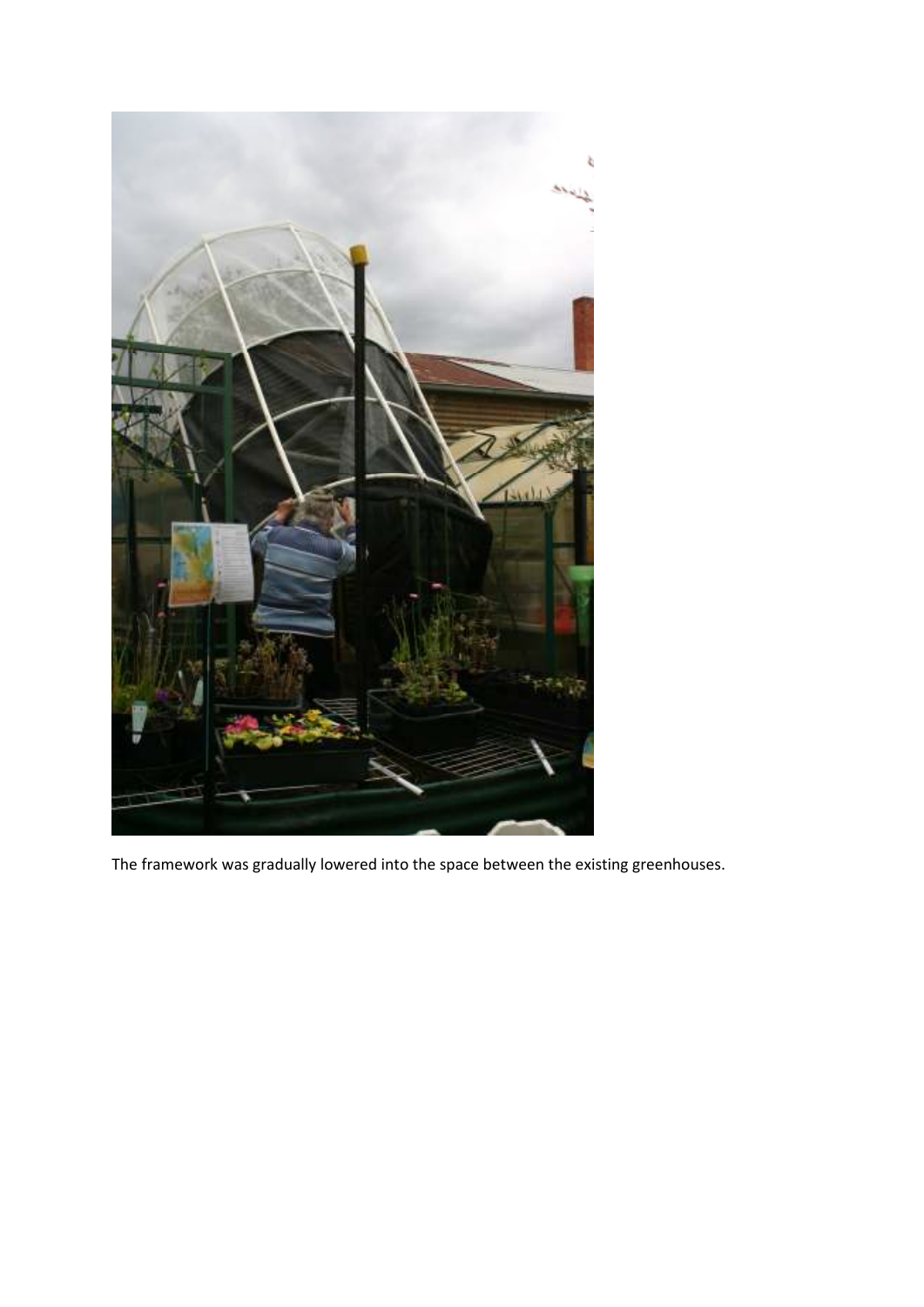The framework was gradually lowered into the space between the existing greenhouses.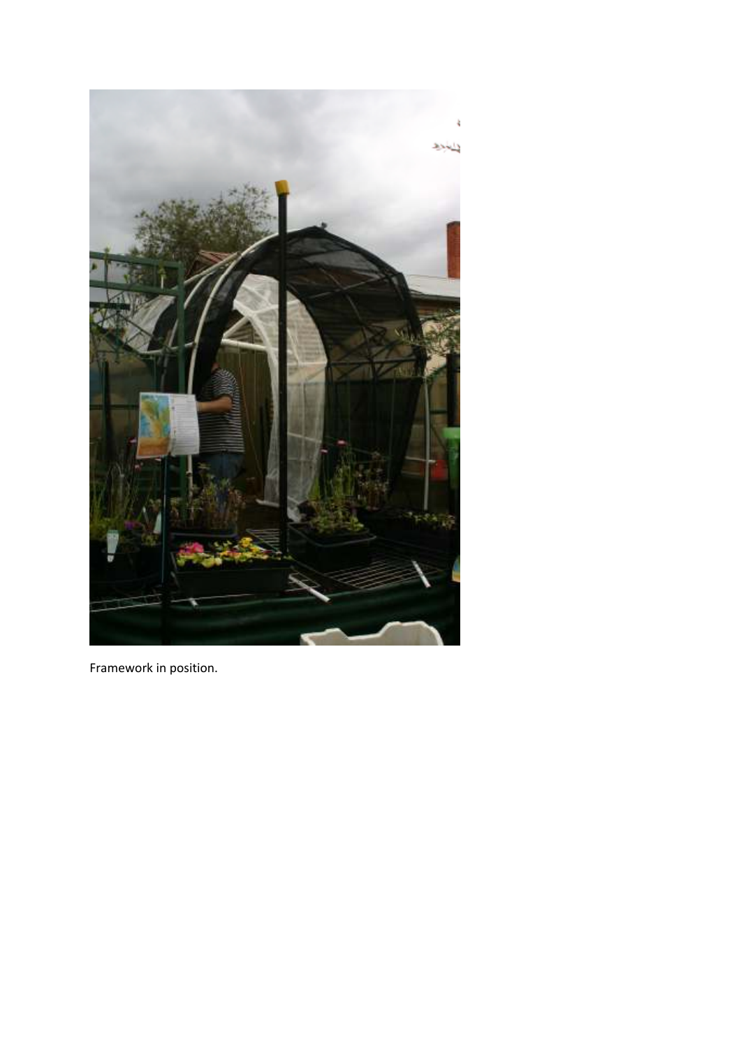Framework in position.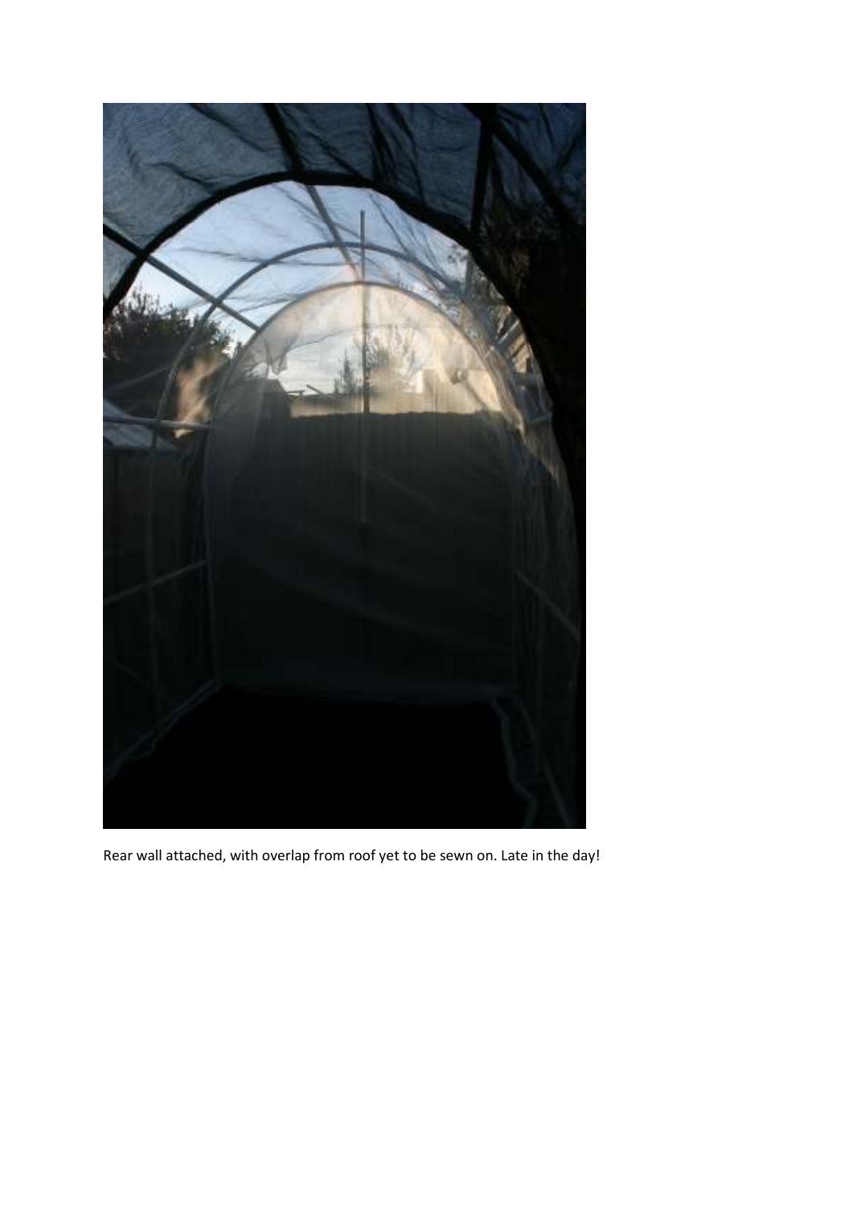Rear wall attached, with overlap from roof yet to be sewn on. Late in the day!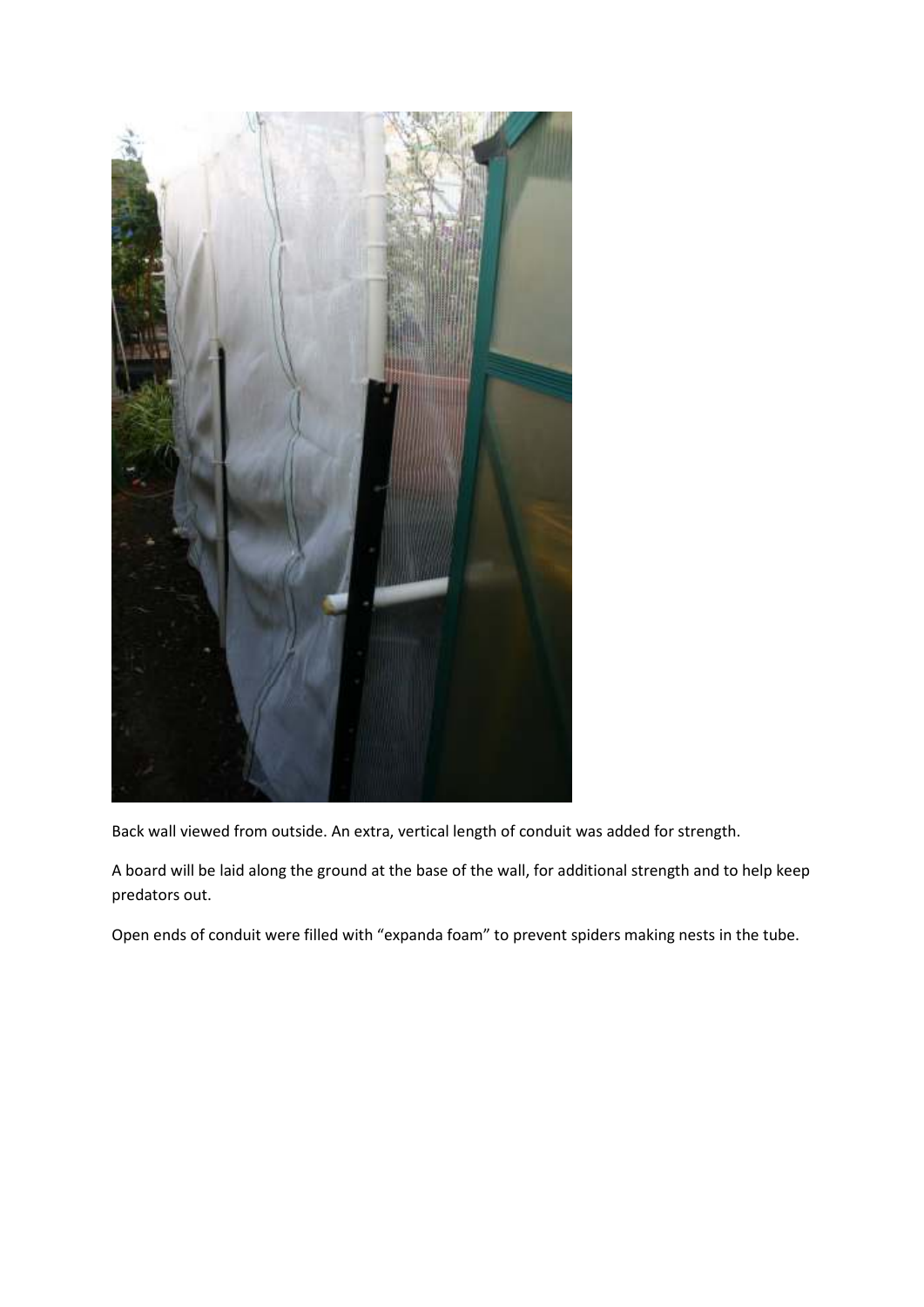Back wall viewed from outside. An extra, vertical length of conduit was added for strength.

A board will be laid along the ground at the base of the wall, for additional strength and to help keep predators out.

Open ends of conduit were filled with "expanda foam" to prevent spiders making nests in the tube.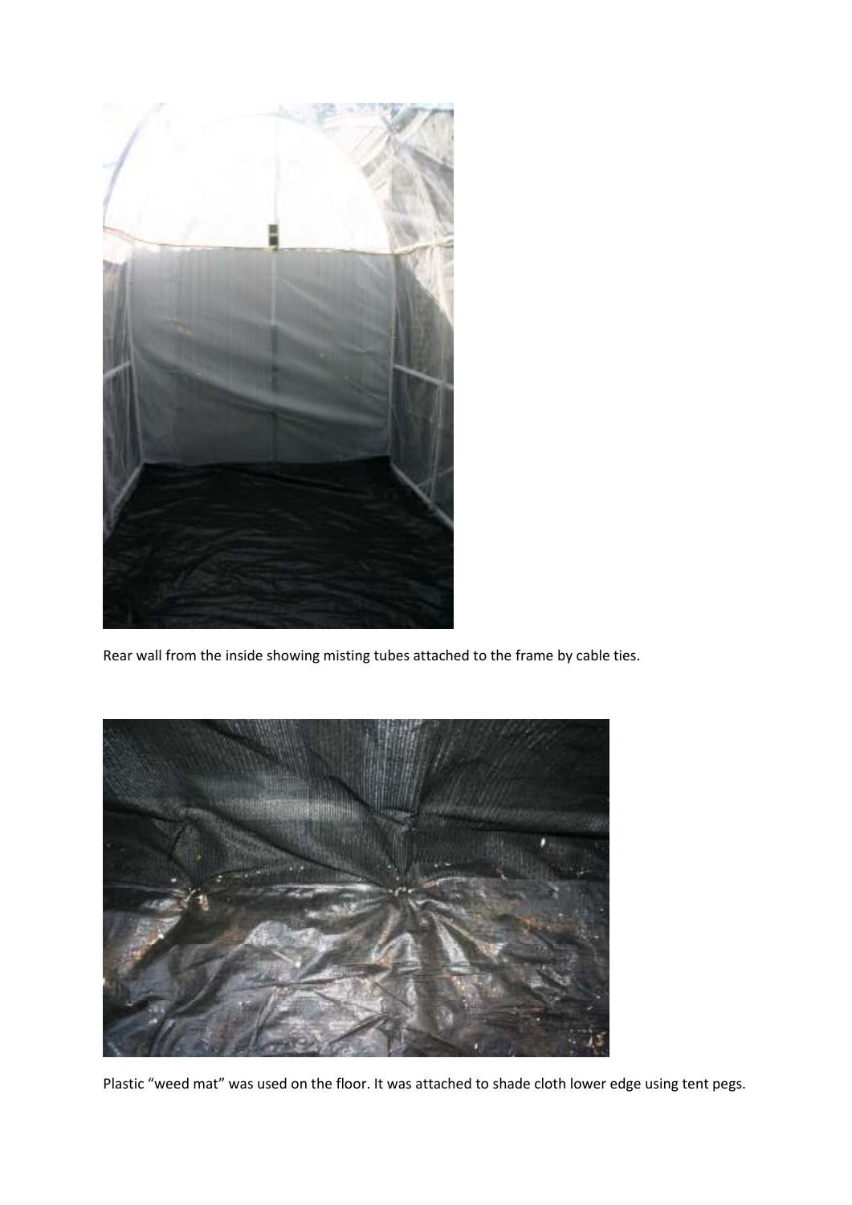Rear wall from the inside showing misting tubes attached to the frame by cable ties.

Plastic “weed mat” was used on the floor. It was attached to shade cloth lower edge using tent pegs.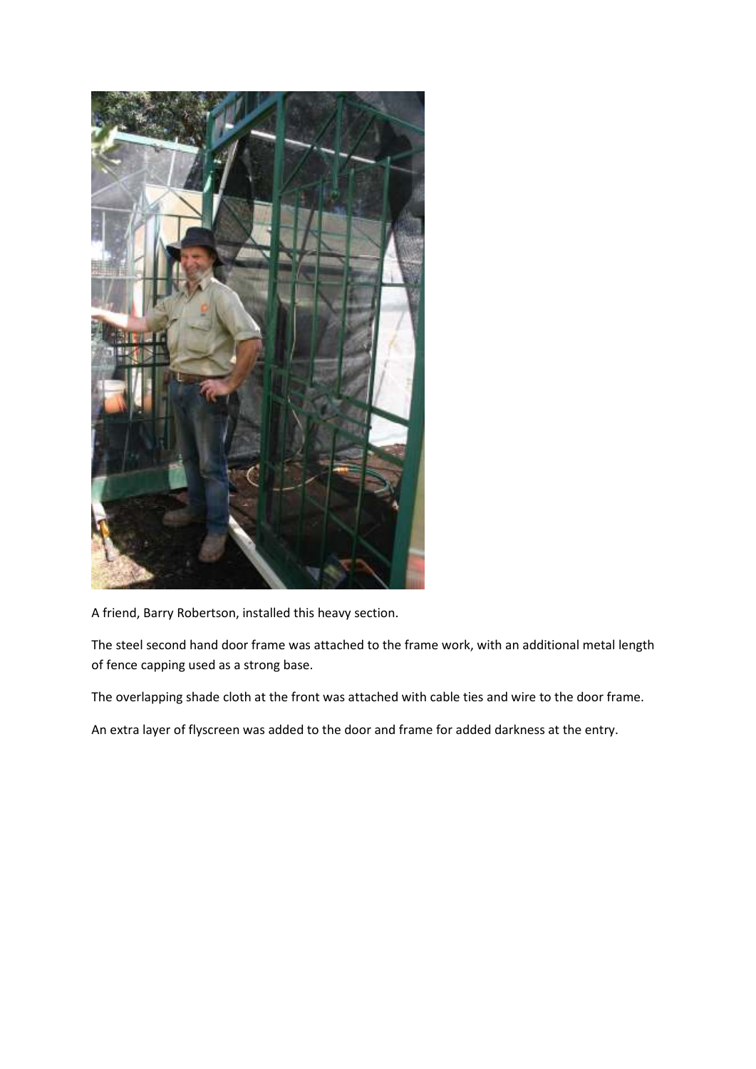A friend, Barry Robertson, installed this heavy section.

The steel second hand door frame was attached to the frame work, with an additional metal length of fence capping used as a strong base.

The overlapping shade cloth at the front was attached with cable ties and wire to the door frame.

An extra layer of flyscreen was added to the door and frame for added darkness at the entry.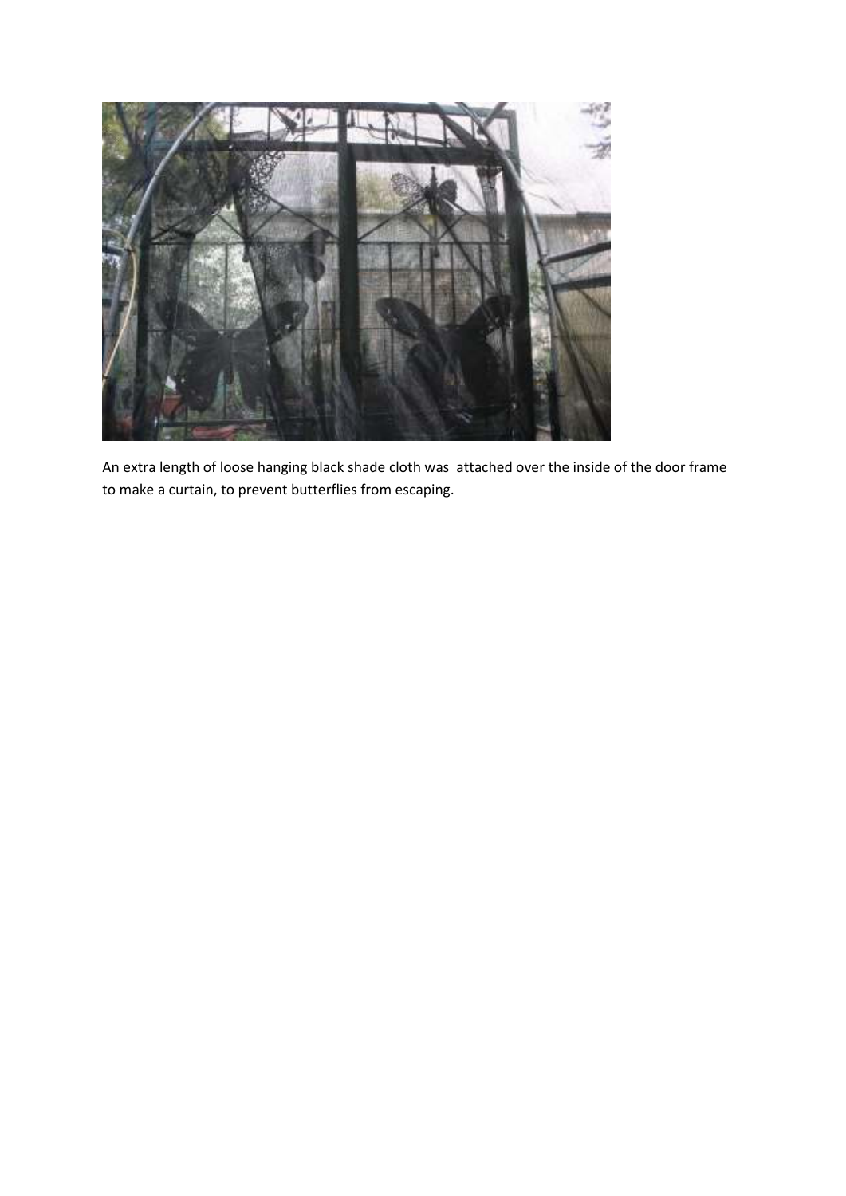An extra length of loose hanging black shade cloth was attached over the inside of the door frame to make a curtain, to prevent butterflies from escaping.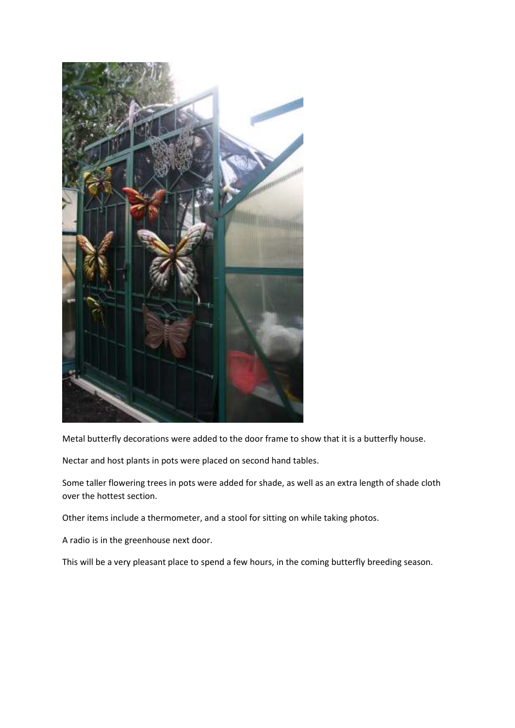Metal butterfly decorations were added to the door frame to show that it is a butterfly house.

Nectar and host plants in pots were placed on second hand tables.

Some taller flowering trees in pots were added for shade, as well as an extra length of shade cloth over the hottest section.

Other items include a thermometer, and a stool for sitting on while taking photos.

A radio is in the greenhouse next door.

This will be a very pleasant place to spend a few hours, in the coming butterfly breeding season.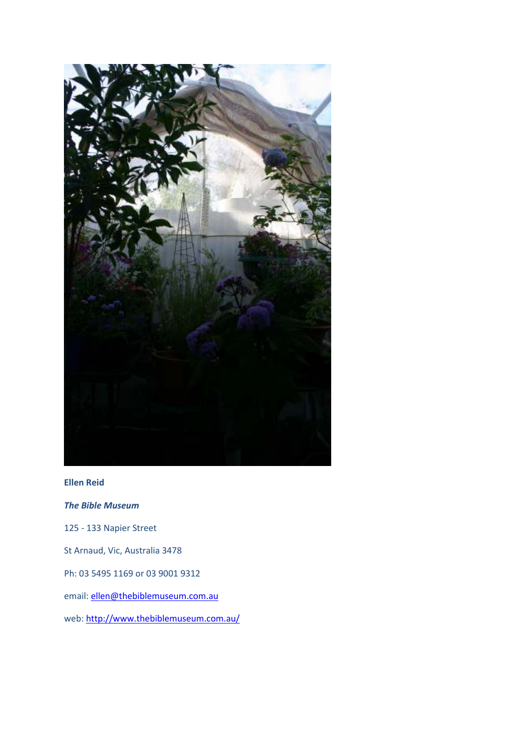**Ellen Reid**

***The Bible Museum***

125 - 133 Napier Street

St Arnaud, Vic, Australia 3478

Ph: 03 5495 1169 or 03 9001 9312

email: ellen@thebiblemuseum.com.au

web: http://www.thebiblemuseum.com.au/